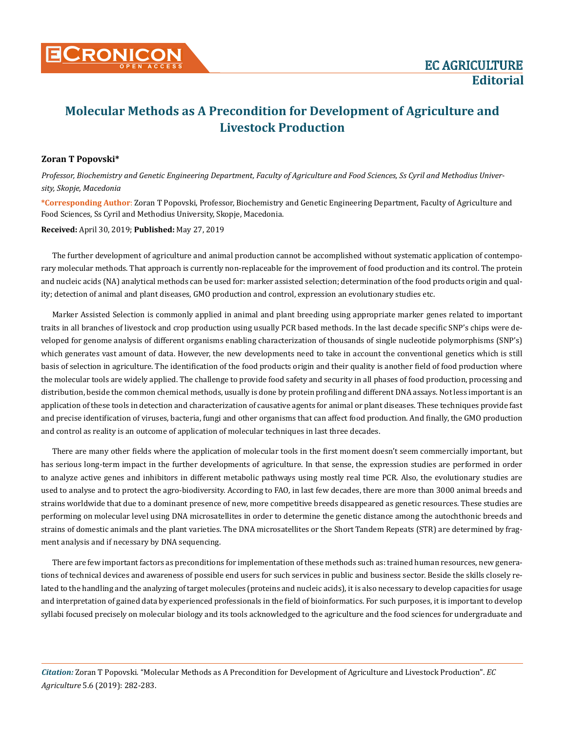EC AGRICULTURE
**Editorial**

# Molecular Methods as A Precondition for Development of Agriculture and Livestock Production

**Zoran T Popovski***

*Professor, Biochemistry and Genetic Engineering Department, Faculty of Agriculture and Food Sciences, Ss Cyril and Methodius University, Skopje, Macedonia*

**\*Corresponding Author**: Zoran T Popovski, Professor, Biochemistry and Genetic Engineering Department, Faculty of Agriculture and Food Sciences, Ss Cyril and Methodius University, Skopje, Macedonia.

**Received:** April 30, 2019; **Published:** May 27, 2019

The further development of agriculture and animal production cannot be accomplished without systematic application of contemporary molecular methods. That approach is currently non-replaceable for the improvement of food production and its control. The protein and nucleic acids (NA) analytical methods can be used for: marker assisted selection; determination of the food products origin and quality; detection of animal and plant diseases, GMO production and control, expression an evolutionary studies etc.

Marker Assisted Selection is commonly applied in animal and plant breeding using appropriate marker genes related to important traits in all branches of livestock and crop production using usually PCR based methods. In the last decade specific SNP's chips were developed for genome analysis of different organisms enabling characterization of thousands of single nucleotide polymorphisms (SNP's) which generates vast amount of data. However, the new developments need to take in account the conventional genetics which is still basis of selection in agriculture. The identification of the food products origin and their quality is another field of food production where the molecular tools are widely applied. The challenge to provide food safety and security in all phases of food production, processing and distribution, beside the common chemical methods, usually is done by protein profiling and different DNA assays. Not less important is an application of these tools in detection and characterization of causative agents for animal or plant diseases. These techniques provide fast and precise identification of viruses, bacteria, fungi and other organisms that can affect food production. And finally, the GMO production and control as reality is an outcome of application of molecular techniques in last three decades.

There are many other fields where the application of molecular tools in the first moment doesn't seem commercially important, but has serious long-term impact in the further developments of agriculture. In that sense, the expression studies are performed in order to analyze active genes and inhibitors in different metabolic pathways using mostly real time PCR. Also, the evolutionary studies are used to analyse and to protect the agro-biodiversity. According to FAO, in last few decades, there are more than 3000 animal breeds and strains worldwide that due to a dominant presence of new, more competitive breeds disappeared as genetic resources. These studies are performing on molecular level using DNA microsatellites in order to determine the genetic distance among the autochthonic breeds and strains of domestic animals and the plant varieties. The DNA microsatellites or the Short Tandem Repeats (STR) are determined by fragment analysis and if necessary by DNA sequencing.

There are few important factors as preconditions for implementation of these methods such as: trained human resources, new generations of technical devices and awareness of possible end users for such services in public and business sector. Beside the skills closely related to the handling and the analyzing of target molecules (proteins and nucleic acids), it is also necessary to develop capacities for usage and interpretation of gained data by experienced professionals in the field of bioinformatics. For such purposes, it is important to develop syllabi focused precisely on molecular biology and its tools acknowledged to the agriculture and the food sciences for undergraduate and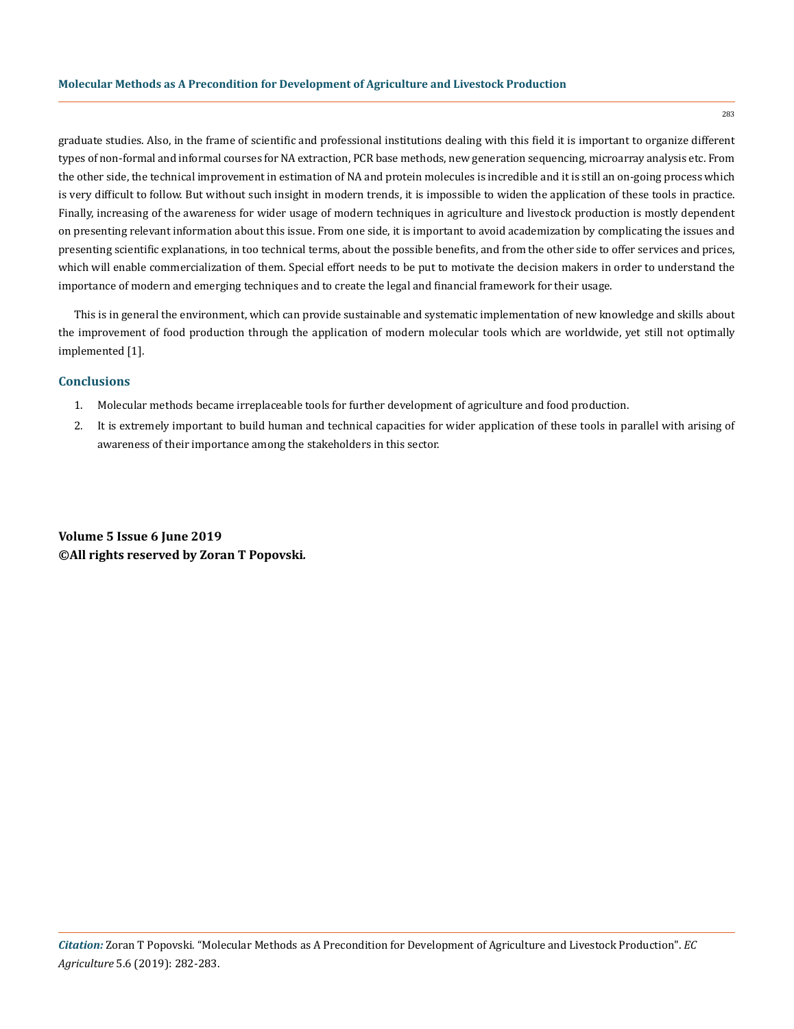graduate studies. Also, in the frame of scientific and professional institutions dealing with this field it is important to organize different types of non-formal and informal courses for NA extraction, PCR base methods, new generation sequencing, microarray analysis etc. From the other side, the technical improvement in estimation of NA and protein molecules is incredible and it is still an on-going process which is very difficult to follow. But without such insight in modern trends, it is impossible to widen the application of these tools in practice. Finally, increasing of the awareness for wider usage of modern techniques in agriculture and livestock production is mostly dependent on presenting relevant information about this issue. From one side, it is important to avoid academization by complicating the issues and presenting scientific explanations, in too technical terms, about the possible benefits, and from the other side to offer services and prices, which will enable commercialization of them. Special effort needs to be put to motivate the decision makers in order to understand the importance of modern and emerging techniques and to create the legal and financial framework for their usage.

This is in general the environment, which can provide sustainable and systematic implementation of new knowledge and skills about the improvement of food production through the application of modern molecular tools which are worldwide, yet still not optimally implemented [1].

## Conclusions

1. Molecular methods became irreplaceable tools for further development of agriculture and food production.
2. It is extremely important to build human and technical capacities for wider application of these tools in parallel with arising of awareness of their importance among the stakeholders in this sector.

**Volume 5 Issue 6 June 2019**
**©All rights reserved by Zoran T Popovski.**